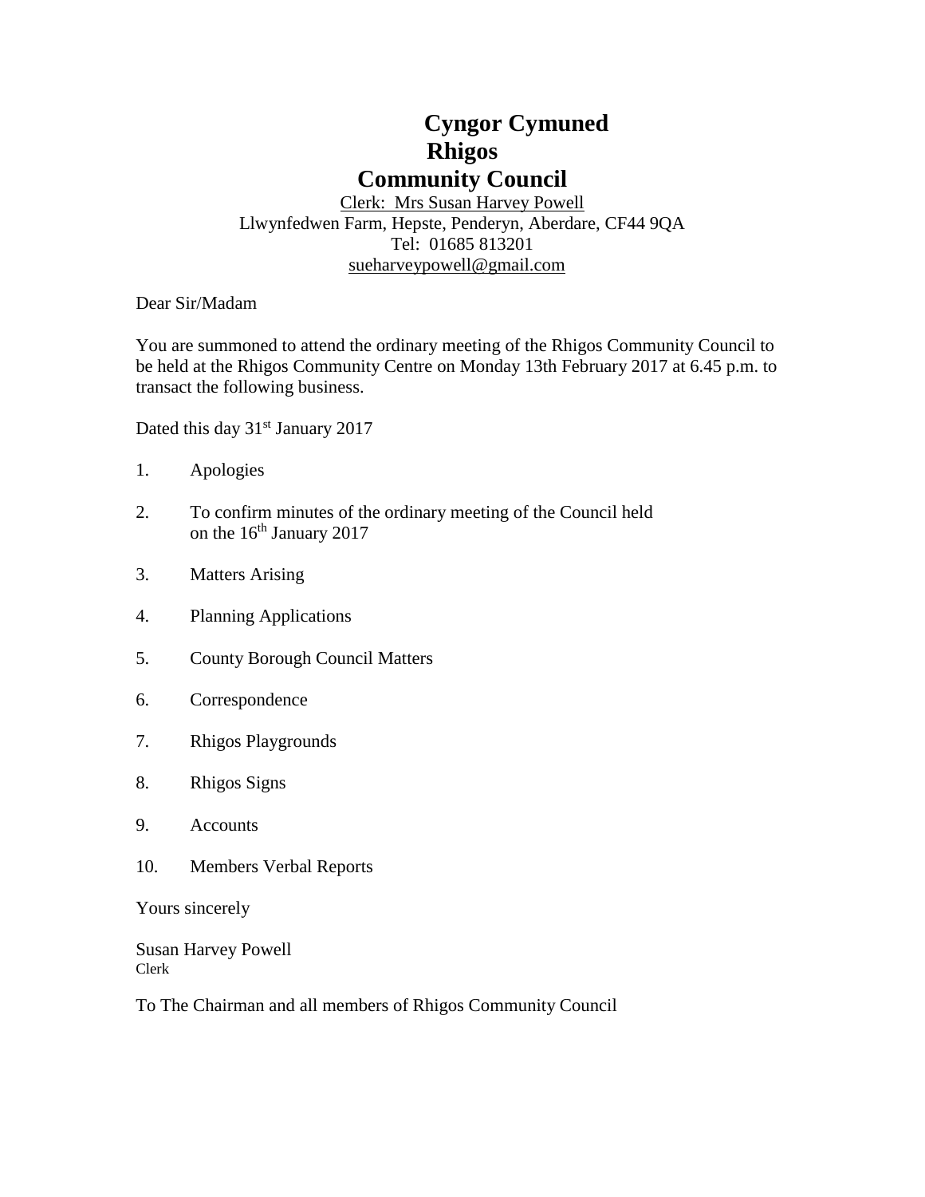# Cyngor Cymuned
# Rhigos
# Community Council

Clerk: Mrs Susan Harvey Powell
Llwynfedwen Farm, Hepste, Penderyn, Aberdare, CF44 9QA
Tel: 01685 813201
sueharveypowell@gmail.com

Dear Sir/Madam

You are summoned to attend the ordinary meeting of the Rhigos Community Council to be held at the Rhigos Community Centre on Monday 13th February 2017 at 6.45 p.m. to transact the following business.

Dated this day 31st January 2017

1. Apologies
2. To confirm minutes of the ordinary meeting of the Council held on the 16th January 2017
3. Matters Arising
4. Planning Applications
5. County Borough Council Matters
6. Correspondence
7. Rhigos Playgrounds
8. Rhigos Signs
9. Accounts
10. Members Verbal Reports

Yours sincerely

Susan Harvey Powell
Clerk

To The Chairman and all members of Rhigos Community Council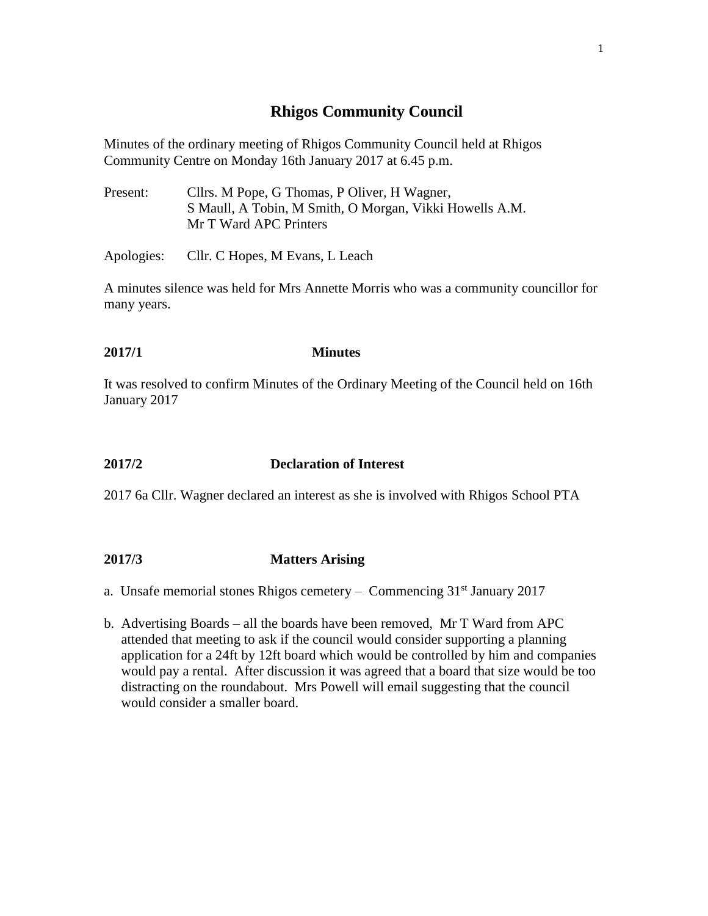# Rhigos Community Council

Minutes of the ordinary meeting of Rhigos Community Council held at Rhigos Community Centre on Monday 16th January 2017 at 6.45 p.m.

Present: Cllrs. M Pope, G Thomas, P Oliver, H Wagner, S Maull, A Tobin, M Smith, O Morgan, Vikki Howells A.M. Mr T Ward APC Printers

Apologies: Cllr. C Hopes, M Evans, L Leach

A minutes silence was held for Mrs Annette Morris who was a community councillor for many years.

**2017/1 Minutes**

It was resolved to confirm Minutes of the Ordinary Meeting of the Council held on 16th January 2017

**2017/2 Declaration of Interest**

2017 6a Cllr. Wagner declared an interest as she is involved with Rhigos School PTA

**2017/3 Matters Arising**

a. Unsafe memorial stones Rhigos cemetery – Commencing 31st January 2017

b. Advertising Boards – all the boards have been removed, Mr T Ward from APC attended that meeting to ask if the council would consider supporting a planning application for a 24ft by 12ft board which would be controlled by him and companies would pay a rental. After discussion it was agreed that a board that size would be too distracting on the roundabout. Mrs Powell will email suggesting that the council would consider a smaller board.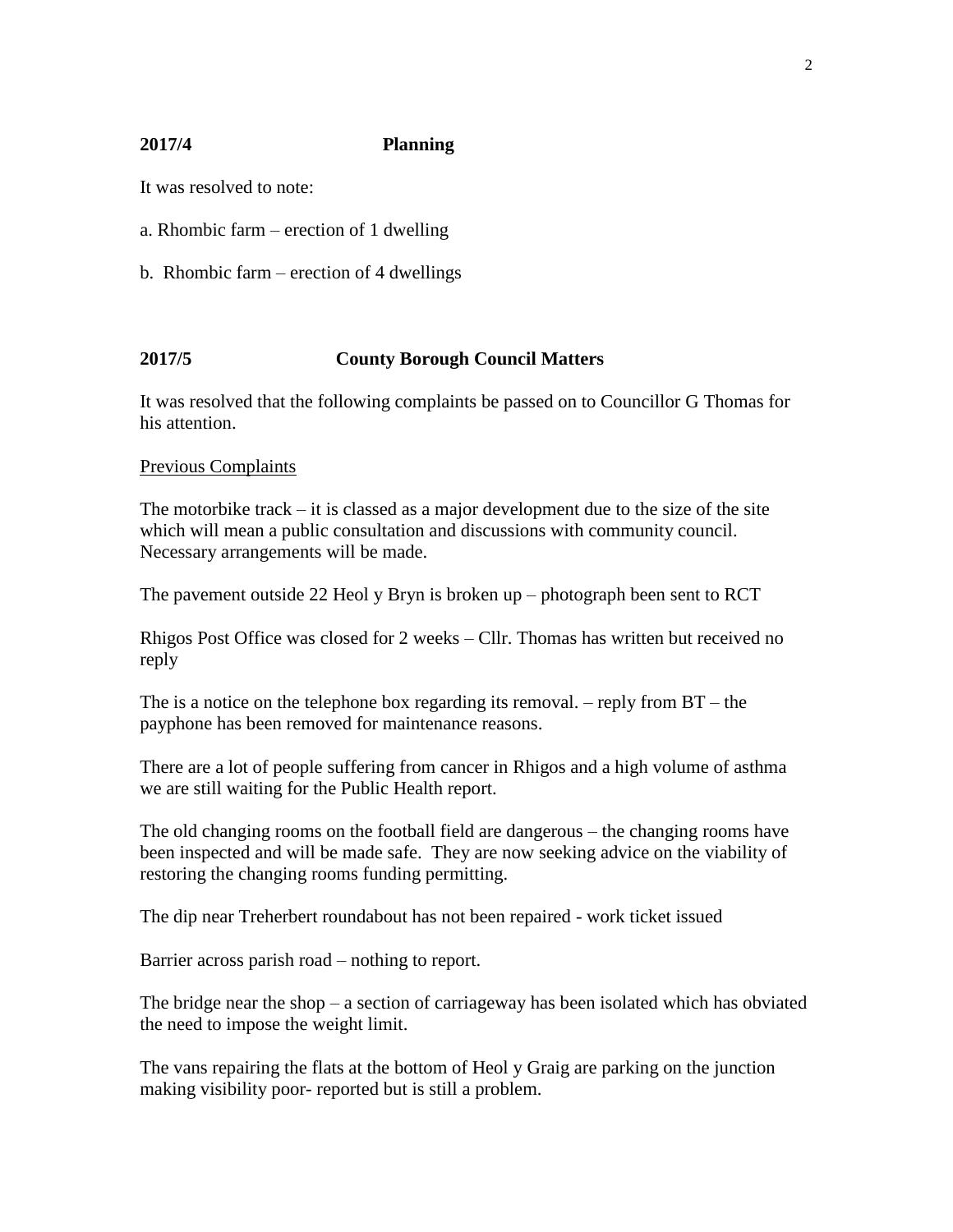**2017/4 Planning**

It was resolved to note:

a. Rhombic farm – erection of 1 dwelling

b. Rhombic farm – erection of 4 dwellings

**2017/5 County Borough Council Matters**

It was resolved that the following complaints be passed on to Councillor G Thomas for his attention.

Previous Complaints

The motorbike track – it is classed as a major development due to the size of the site which will mean a public consultation and discussions with community council. Necessary arrangements will be made.

The pavement outside 22 Heol y Bryn is broken up – photograph been sent to RCT

Rhigos Post Office was closed for 2 weeks – Cllr. Thomas has written but received no reply

The is a notice on the telephone box regarding its removal. – reply from BT – the payphone has been removed for maintenance reasons.

There are a lot of people suffering from cancer in Rhigos and a high volume of asthma we are still waiting for the Public Health report.

The old changing rooms on the football field are dangerous – the changing rooms have been inspected and will be made safe. They are now seeking advice on the viability of restoring the changing rooms funding permitting.

The dip near Treherbert roundabout has not been repaired - work ticket issued

Barrier across parish road – nothing to report.

The bridge near the shop – a section of carriageway has been isolated which has obviated the need to impose the weight limit.

The vans repairing the flats at the bottom of Heol y Graig are parking on the junction making visibility poor- reported but is still a problem.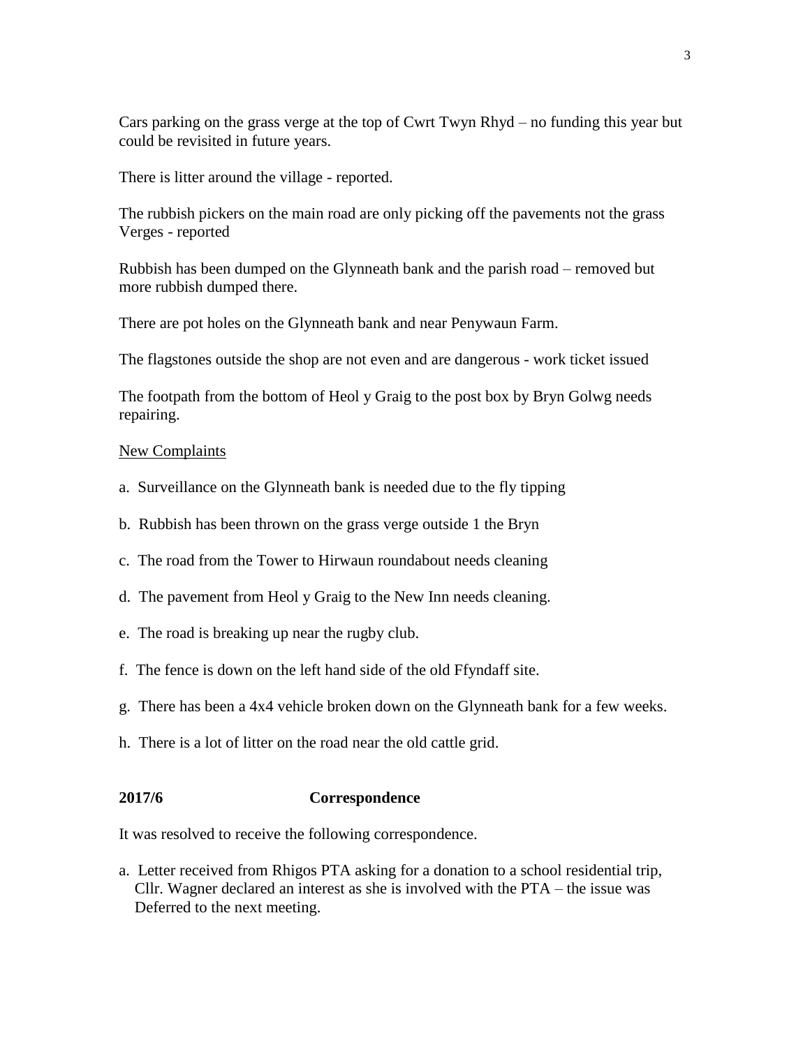Cars parking on the grass verge at the top of Cwrt Twyn Rhyd – no funding this year but could be revisited in future years.

There is litter around the village - reported.

The rubbish pickers on the main road are only picking off the pavements not the grass Verges - reported

Rubbish has been dumped on the Glynneath bank and the parish road – removed but more rubbish dumped there.

There are pot holes on the Glynneath bank and near Penywaun Farm.

The flagstones outside the shop are not even and are dangerous - work ticket issued

The footpath from the bottom of Heol y Graig to the post box by Bryn Golwg needs repairing.

<u>New Complaints</u>

a. Surveillance on the Glynneath bank is needed due to the fly tipping

b. Rubbish has been thrown on the grass verge outside 1 the Bryn

c. The road from the Tower to Hirwaun roundabout needs cleaning

d. The pavement from Heol y Graig to the New Inn needs cleaning.

e. The road is breaking up near the rugby club.

f. The fence is down on the left hand side of the old Ffyndaff site.

g. There has been a 4x4 vehicle broken down on the Glynneath bank for a few weeks.

h. There is a lot of litter on the road near the old cattle grid.

**2017/6 Correspondence**

It was resolved to receive the following correspondence.

a. Letter received from Rhigos PTA asking for a donation to a school residential trip, Cllr. Wagner declared an interest as she is involved with the PTA – the issue was Deferred to the next meeting.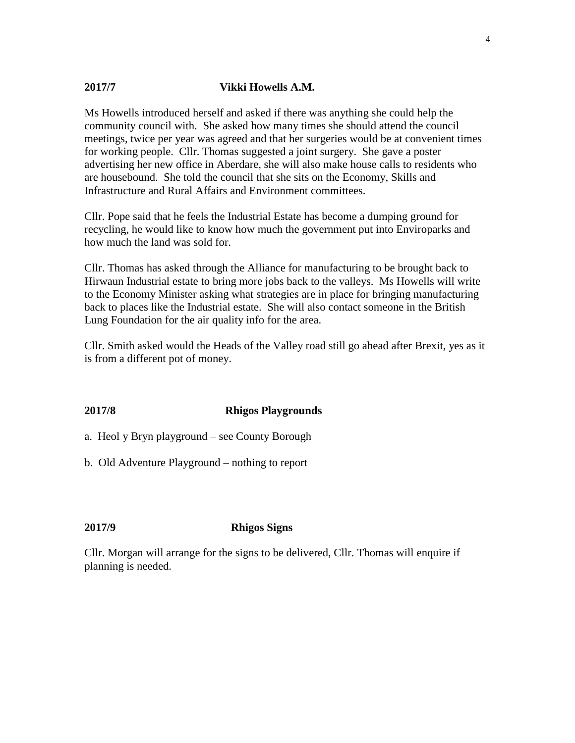**2017/7 Vikki Howells A.M.**

Ms Howells introduced herself and asked if there was anything she could help the community council with. She asked how many times she should attend the council meetings, twice per year was agreed and that her surgeries would be at convenient times for working people. Cllr. Thomas suggested a joint surgery. She gave a poster advertising her new office in Aberdare, she will also make house calls to residents who are housebound. She told the council that she sits on the Economy, Skills and Infrastructure and Rural Affairs and Environment committees.

Cllr. Pope said that he feels the Industrial Estate has become a dumping ground for recycling, he would like to know how much the government put into Enviroparks and how much the land was sold for.

Cllr. Thomas has asked through the Alliance for manufacturing to be brought back to Hirwaun Industrial estate to bring more jobs back to the valleys. Ms Howells will write to the Economy Minister asking what strategies are in place for bringing manufacturing back to places like the Industrial estate. She will also contact someone in the British Lung Foundation for the air quality info for the area.

Cllr. Smith asked would the Heads of the Valley road still go ahead after Brexit, yes as it is from a different pot of money.

**2017/8 Rhigos Playgrounds**

a. Heol y Bryn playground – see County Borough

b. Old Adventure Playground – nothing to report

**2017/9 Rhigos Signs**

Cllr. Morgan will arrange for the signs to be delivered, Cllr. Thomas will enquire if planning is needed.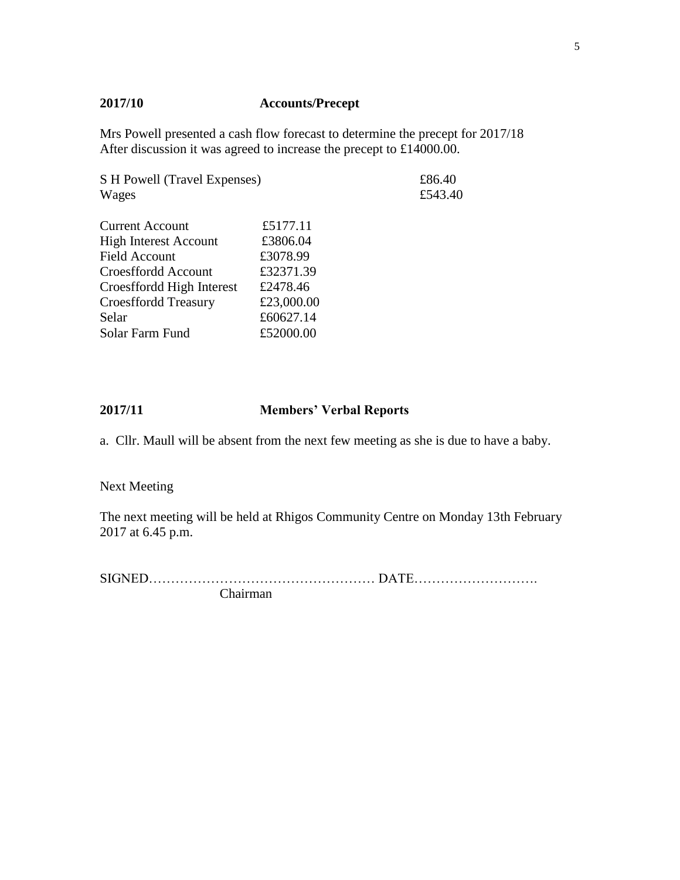## 2017/10 Accounts/Precept

Mrs Powell presented a cash flow forecast to determine the precept for 2017/18
After discussion it was agreed to increase the precept to £14000.00.

| | |
|---|---|
| S H Powell (Travel Expenses) | £86.40 |
| Wages | £543.40 |

| | |
|---|---|
| Current Account | £5177.11 |
| High Interest Account | £3806.04 |
| Field Account | £3078.99 |
| Croesffordd Account | £32371.39 |
| Croesffordd High Interest | £2478.46 |
| Croesffordd Treasury | £23,000.00 |
| Selar | £60627.14 |
| Solar Farm Fund | £52000.00 |

## 2017/11 Members' Verbal Reports

a. Cllr. Maull will be absent from the next few meeting as she is due to have a baby.

Next Meeting

The next meeting will be held at Rhigos Community Centre on Monday 13th February 2017 at 6.45 p.m.

SIGNED…………………………………………… DATE……………………….

Chairman